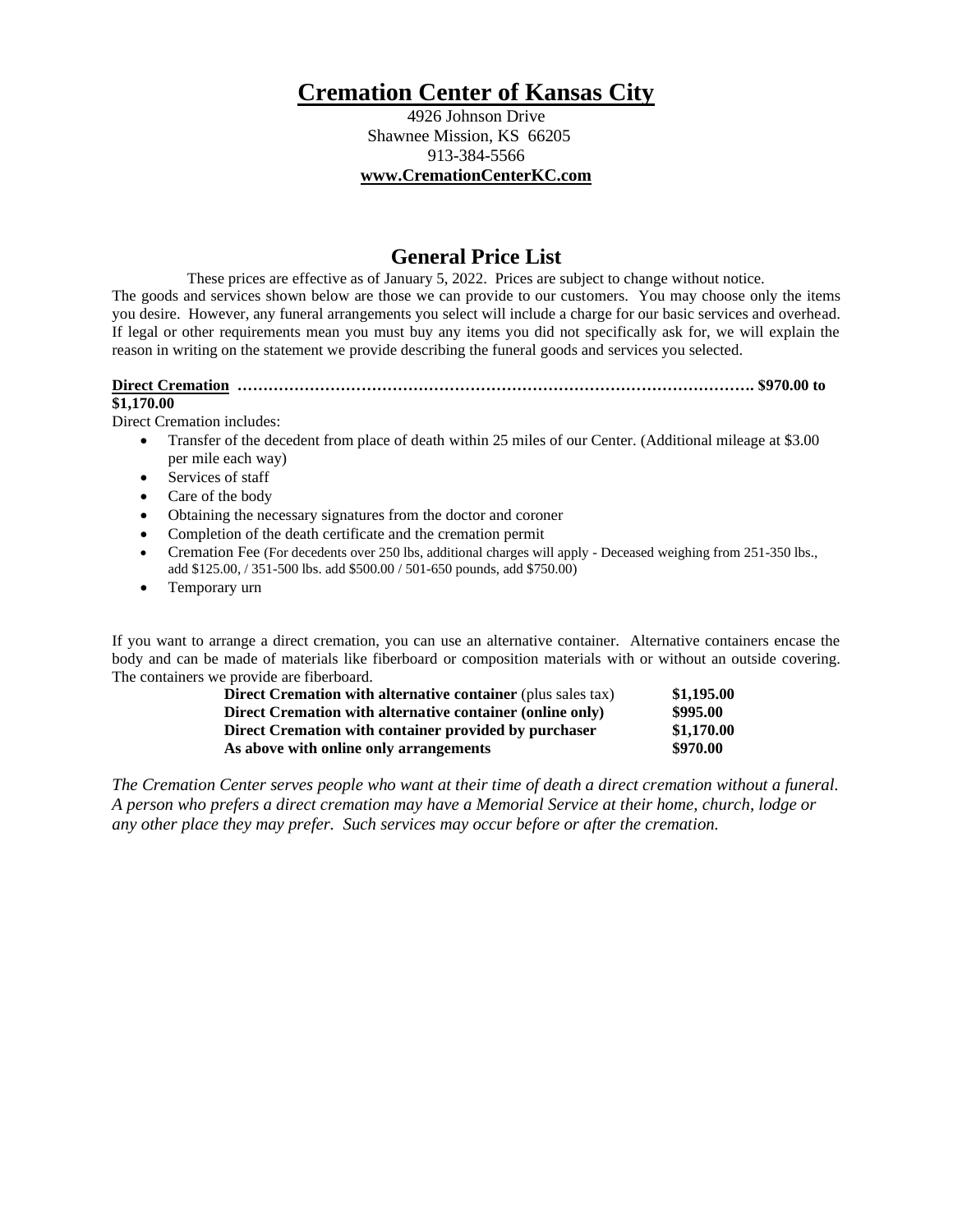# Cremation Center of Kansas City

4926 Johnson Drive
Shawnee Mission, KS 66205
913-384-5566
**www.CremationCenterKC.com**

## General Price List

These prices are effective as of January 5, 2022. Prices are subject to change without notice.
The goods and services shown below are those we can provide to our customers. You may choose only the items you desire. However, any funeral arrangements you select will include a charge for our basic services and overhead. If legal or other requirements mean you must buy any items you did not specifically ask for, we will explain the reason in writing on the statement we provide describing the funeral goods and services you selected.

**Direct Cremation ………………………………………………………………………………………. $970.00 to $1,170.00**

Direct Cremation includes:

- Transfer of the decedent from place of death within 25 miles of our Center. (Additional mileage at $3.00 per mile each way)
- Services of staff
- Care of the body
- Obtaining the necessary signatures from the doctor and coroner
- Completion of the death certificate and the cremation permit
- Cremation Fee (For decedents over 250 lbs, additional charges will apply - Deceased weighing from 251-350 lbs., add $125.00, / 351-500 lbs. add $500.00 / 501-650 pounds, add $750.00)
- Temporary urn

If you want to arrange a direct cremation, you can use an alternative container. Alternative containers encase the body and can be made of materials like fiberboard or composition materials with or without an outside covering. The containers we provide are fiberboard.

| | |
|---|---|
| **Direct Cremation with alternative container** (plus sales tax) | **$1,195.00** |
| **Direct Cremation with alternative container (online only)** | **$995.00** |
| **Direct Cremation with container provided by purchaser** | **$1,170.00** |
| **As above with online only arrangements** | **$970.00** |

*The Cremation Center serves people who want at their time of death a direct cremation without a funeral. A person who prefers a direct cremation may have a Memorial Service at their home, church, lodge or any other place they may prefer. Such services may occur before or after the cremation.*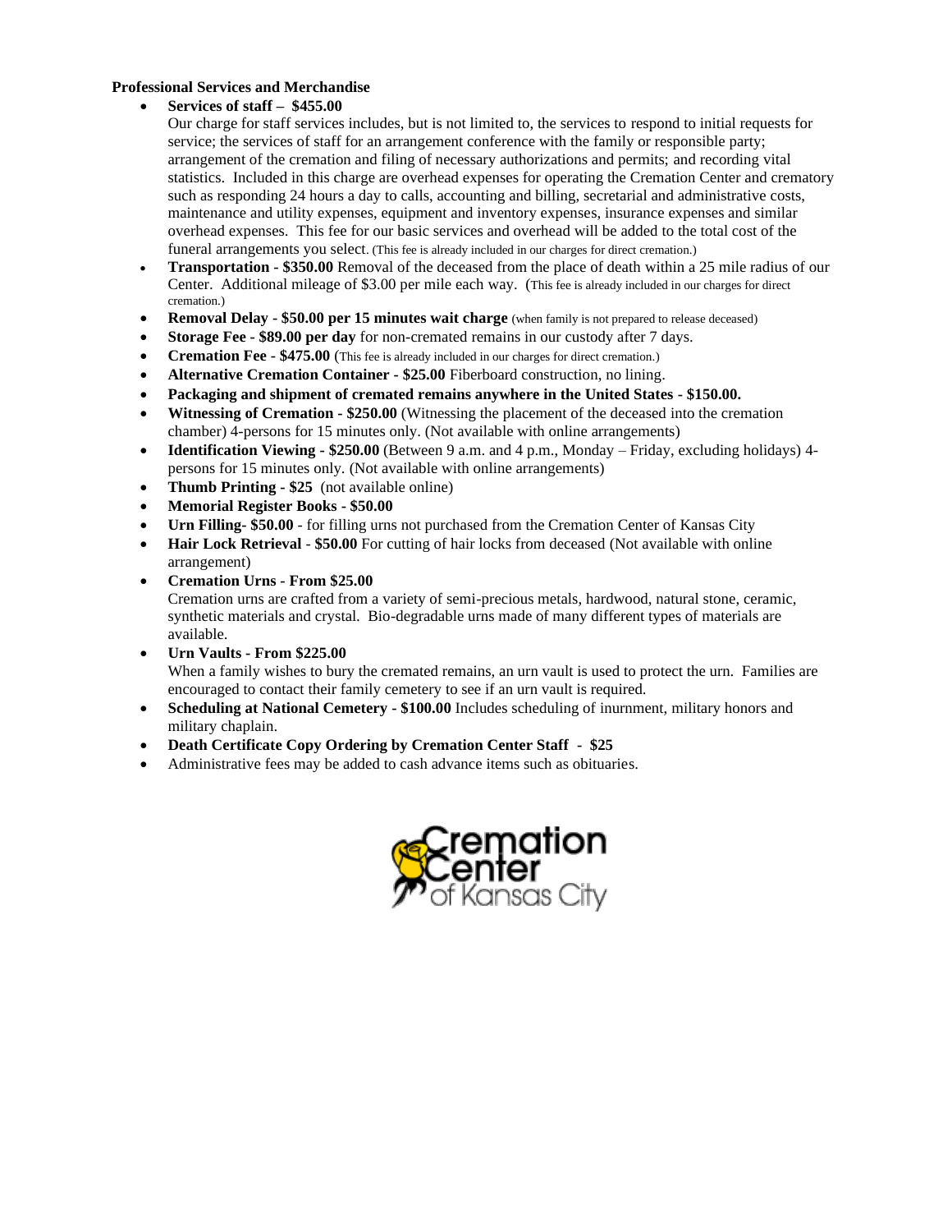**Professional Services and Merchandise**

- **Services of staff – $455.00**
  Our charge for staff services includes, but is not limited to, the services to respond to initial requests for service; the services of staff for an arrangement conference with the family or responsible party; arrangement of the cremation and filing of necessary authorizations and permits; and recording vital statistics. Included in this charge are overhead expenses for operating the Cremation Center and crematory such as responding 24 hours a day to calls, accounting and billing, secretarial and administrative costs, maintenance and utility expenses, equipment and inventory expenses, insurance expenses and similar overhead expenses. This fee for our basic services and overhead will be added to the total cost of the funeral arrangements you select. (This fee is already included in our charges for direct cremation.)
- **Transportation - $350.00** Removal of the deceased from the place of death within a 25 mile radius of our Center. Additional mileage of $3.00 per mile each way. (This fee is already included in our charges for direct cremation.)
- **Removal Delay - $50.00 per 15 minutes wait charge** (when family is not prepared to release deceased)
- **Storage Fee - $89.00 per day** for non-cremated remains in our custody after 7 days.
- **Cremation Fee - $475.00** (This fee is already included in our charges for direct cremation.)
- **Alternative Cremation Container - $25.00** Fiberboard construction, no lining.
- **Packaging and shipment of cremated remains anywhere in the United States - $150.00.**
- **Witnessing of Cremation - $250.00** (Witnessing the placement of the deceased into the cremation chamber) 4-persons for 15 minutes only. (Not available with online arrangements)
- **Identification Viewing - $250.00** (Between 9 a.m. and 4 p.m., Monday – Friday, excluding holidays) 4-persons for 15 minutes only. (Not available with online arrangements)
- **Thumb Printing - $25** (not available online)
- **Memorial Register Books - $50.00**
- **Urn Filling- $50.00** - for filling urns not purchased from the Cremation Center of Kansas City
- **Hair Lock Retrieval - $50.00** For cutting of hair locks from deceased (Not available with online arrangement)
- **Cremation Urns - From $25.00**
  Cremation urns are crafted from a variety of semi-precious metals, hardwood, natural stone, ceramic, synthetic materials and crystal. Bio-degradable urns made of many different types of materials are available.
- **Urn Vaults - From $225.00**
  When a family wishes to bury the cremated remains, an urn vault is used to protect the urn. Families are encouraged to contact their family cemetery to see if an urn vault is required.
- **Scheduling at National Cemetery - $100.00** Includes scheduling of inurnment, military honors and military chaplain.
- **Death Certificate Copy Ordering by Cremation Center Staff - $25**
- Administrative fees may be added to cash advance items such as obituaries.

Cremation Center of Kansas City